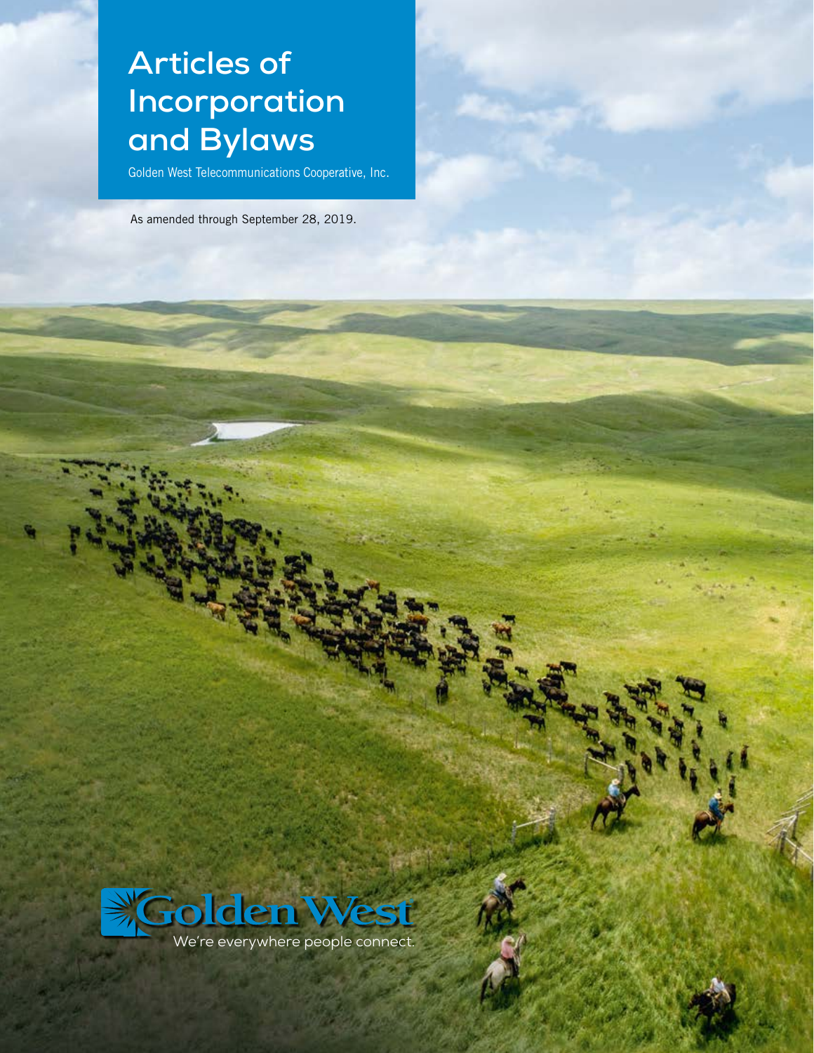# Articles of Incorporation and Bylaws

Golden West Telecommunications Cooperative, Inc.

As amended through September 28, 2019.

Golden West

We're everywhere people connect.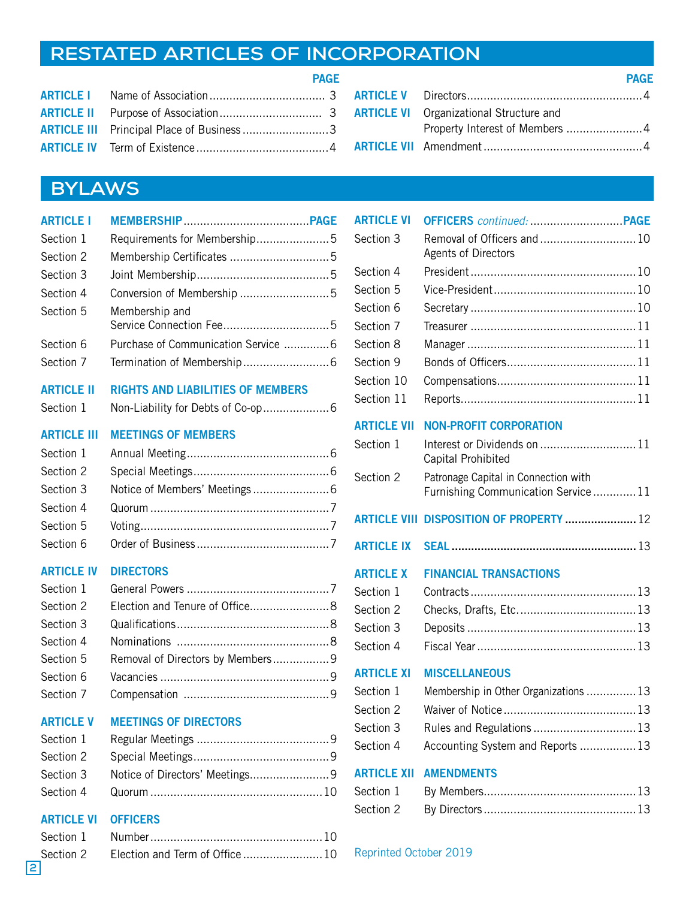## RESTATED ARTICLES OF INCORPORATION

| | | PAGE |
|---|---|---|
| ARTICLE I | Name of Association | 3 |
| ARTICLE II | Purpose of Association | 3 |
| ARTICLE III | Principal Place of Business | 3 |
| ARTICLE IV | Term of Existence | 4 |
| ARTICLE V | Directors | 4 |
| ARTICLE VI | Organizational Structure and Property Interest of Members | 4 |
| ARTICLE VII | Amendment | 4 |

## BYLAWS

| | | PAGE |
|---|---|---|
| **ARTICLE I** | **MEMBERSHIP** | |
| Section 1 | Requirements for Membership | 5 |
| Section 2 | Membership Certificates | 5 |
| Section 3 | Joint Membership | 5 |
| Section 4 | Conversion of Membership | 5 |
| Section 5 | Membership and Service Connection Fee | 5 |
| Section 6 | Purchase of Communication Service | 6 |
| Section 7 | Termination of Membership | 6 |
| **ARTICLE II** | **RIGHTS AND LIABILITIES OF MEMBERS** | |
| Section 1 | Non-Liability for Debts of Co-op | 6 |
| **ARTICLE III** | **MEETINGS OF MEMBERS** | |
| Section 1 | Annual Meeting | 6 |
| Section 2 | Special Meetings | 6 |
| Section 3 | Notice of Members' Meetings | 6 |
| Section 4 | Quorum | 7 |
| Section 5 | Voting | 7 |
| Section 6 | Order of Business | 7 |
| **ARTICLE IV** | **DIRECTORS** | |
| Section 1 | General Powers | 7 |
| Section 2 | Election and Tenure of Office | 8 |
| Section 3 | Qualifications | 8 |
| Section 4 | Nominations | 8 |
| Section 5 | Removal of Directors by Members | 9 |
| Section 6 | Vacancies | 9 |
| Section 7 | Compensation | 9 |
| **ARTICLE V** | **MEETINGS OF DIRECTORS** | |
| Section 1 | Regular Meetings | 9 |
| Section 2 | Special Meetings | 9 |
| Section 3 | Notice of Directors' Meetings | 9 |
| Section 4 | Quorum | 10 |
| **ARTICLE VI** | **OFFICERS** | |
| Section 1 | Number | 10 |
| Section 2 | Election and Term of Office | 10 |
| Section 3 | Removal of Officers and Agents of Directors | 10 |
| Section 4 | President | 10 |
| Section 5 | Vice-President | 10 |
| Section 6 | Secretary | 10 |
| Section 7 | Treasurer | 11 |
| Section 8 | Manager | 11 |
| Section 9 | Bonds of Officers | 11 |
| Section 10 | Compensations | 11 |
| Section 11 | Reports | 11 |
| **ARTICLE VII** | **NON-PROFIT CORPORATION** | |
| Section 1 | Interest or Dividends on Capital Prohibited | 11 |
| Section 2 | Patronage Capital in Connection with Furnishing Communication Service | 11 |
| **ARTICLE VIII** | **DISPOSITION OF PROPERTY** | 12 |
| **ARTICLE IX** | **SEAL** | 13 |
| **ARTICLE X** | **FINANCIAL TRANSACTIONS** | |
| Section 1 | Contracts | 13 |
| Section 2 | Checks, Drafts, Etc. | 13 |
| Section 3 | Deposits | 13 |
| Section 4 | Fiscal Year | 13 |
| **ARTICLE XI** | **MISCELLANEOUS** | |
| Section 1 | Membership in Other Organizations | 13 |
| Section 2 | Waiver of Notice | 13 |
| Section 3 | Rules and Regulations | 13 |
| Section 4 | Accounting System and Reports | 13 |
| **ARTICLE XII** | **AMENDMENTS** | |
| Section 1 | By Members | 13 |
| Section 2 | By Directors | 13 |

Reprinted October 2019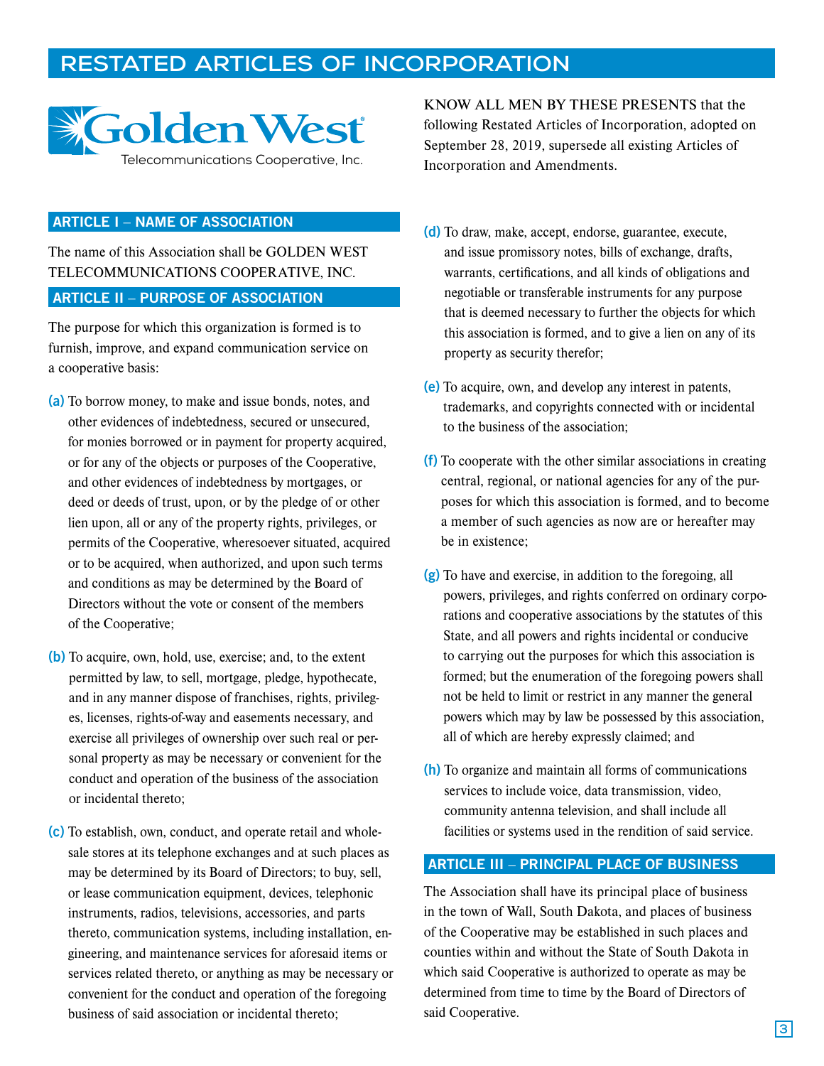# RESTATED ARTICLES OF INCORPORATION

Golden West Telecommunications Cooperative, Inc.

KNOW ALL MEN BY THESE PRESENTS that the following Restated Articles of Incorporation, adopted on September 28, 2019, supersede all existing Articles of Incorporation and Amendments.

## ARTICLE I – NAME OF ASSOCIATION

The name of this Association shall be GOLDEN WEST TELECOMMUNICATIONS COOPERATIVE, INC.

## ARTICLE II – PURPOSE OF ASSOCIATION

The purpose for which this organization is formed is to furnish, improve, and expand communication service on a cooperative basis:

**(a)** To borrow money, to make and issue bonds, notes, and other evidences of indebtedness, secured or unsecured, for monies borrowed or in payment for property acquired, or for any of the objects or purposes of the Cooperative, and other evidences of indebtedness by mortgages, or deed or deeds of trust, upon, or by the pledge of or other lien upon, all or any of the property rights, privileges, or permits of the Cooperative, wheresoever situated, acquired or to be acquired, when authorized, and upon such terms and conditions as may be determined by the Board of Directors without the vote or consent of the members of the Cooperative;

**(b)** To acquire, own, hold, use, exercise; and, to the extent permitted by law, to sell, mortgage, pledge, hypothecate, and in any manner dispose of franchises, rights, privileges, licenses, rights-of-way and easements necessary, and exercise all privileges of ownership over such real or personal property as may be necessary or convenient for the conduct and operation of the business of the association or incidental thereto;

**(c)** To establish, own, conduct, and operate retail and wholesale stores at its telephone exchanges and at such places as may be determined by its Board of Directors; to buy, sell, or lease communication equipment, devices, telephonic instruments, radios, televisions, accessories, and parts thereto, communication systems, including installation, engineering, and maintenance services for aforesaid items or services related thereto, or anything as may be necessary or convenient for the conduct and operation of the foregoing business of said association or incidental thereto;

**(d)** To draw, make, accept, endorse, guarantee, execute, and issue promissory notes, bills of exchange, drafts, warrants, certifications, and all kinds of obligations and negotiable or transferable instruments for any purpose that is deemed necessary to further the objects for which this association is formed, and to give a lien on any of its property as security therefor;

**(e)** To acquire, own, and develop any interest in patents, trademarks, and copyrights connected with or incidental to the business of the association;

**(f)** To cooperate with the other similar associations in creating central, regional, or national agencies for any of the purposes for which this association is formed, and to become a member of such agencies as now are or hereafter may be in existence;

**(g)** To have and exercise, in addition to the foregoing, all powers, privileges, and rights conferred on ordinary corporations and cooperative associations by the statutes of this State, and all powers and rights incidental or conducive to carrying out the purposes for which this association is formed; but the enumeration of the foregoing powers shall not be held to limit or restrict in any manner the general powers which may by law be possessed by this association, all of which are hereby expressly claimed; and

**(h)** To organize and maintain all forms of communications services to include voice, data transmission, video, community antenna television, and shall include all facilities or systems used in the rendition of said service.

## ARTICLE III – PRINCIPAL PLACE OF BUSINESS

The Association shall have its principal place of business in the town of Wall, South Dakota, and places of business of the Cooperative may be established in such places and counties within and without the State of South Dakota in which said Cooperative is authorized to operate as may be determined from time to time by the Board of Directors of said Cooperative.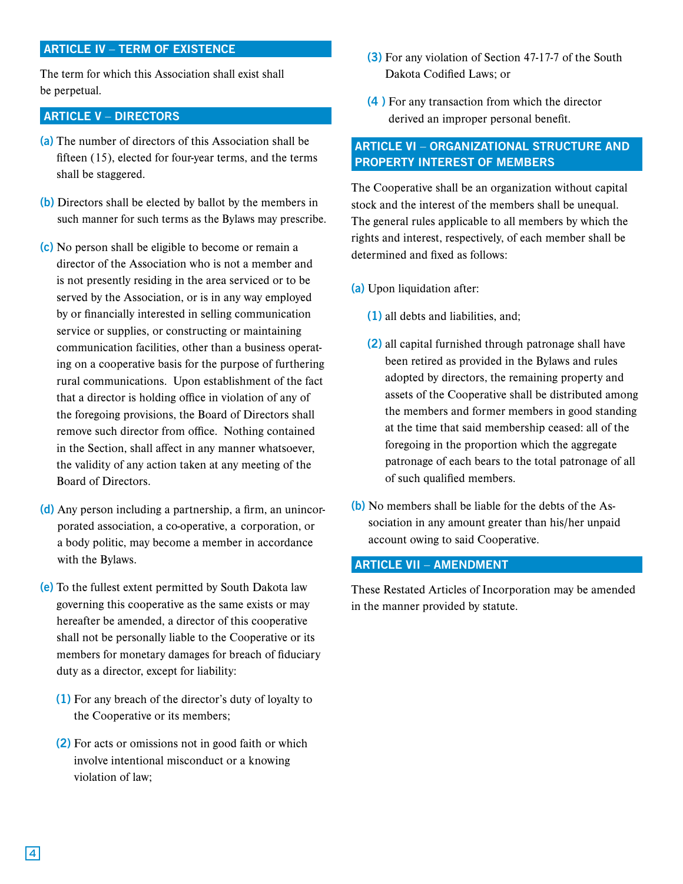## ARTICLE IV – TERM OF EXISTENCE

The term for which this Association shall exist shall be perpetual.

## ARTICLE V – DIRECTORS

**(a)** The number of directors of this Association shall be fifteen (15), elected for four-year terms, and the terms shall be staggered.

**(b)** Directors shall be elected by ballot by the members in such manner for such terms as the Bylaws may prescribe.

**(c)** No person shall be eligible to become or remain a director of the Association who is not a member and is not presently residing in the area serviced or to be served by the Association, or is in any way employed by or financially interested in selling communication service or supplies, or constructing or maintaining communication facilities, other than a business operating on a cooperative basis for the purpose of furthering rural communications. Upon establishment of the fact that a director is holding office in violation of any of the foregoing provisions, the Board of Directors shall remove such director from office. Nothing contained in the Section, shall affect in any manner whatsoever, the validity of any action taken at any meeting of the Board of Directors.

**(d)** Any person including a partnership, a firm, an unincorporated association, a co-operative, a corporation, or a body politic, may become a member in accordance with the Bylaws.

**(e)** To the fullest extent permitted by South Dakota law governing this cooperative as the same exists or may hereafter be amended, a director of this cooperative shall not be personally liable to the Cooperative or its members for monetary damages for breach of fiduciary duty as a director, except for liability:

- **(1)** For any breach of the director's duty of loyalty to the Cooperative or its members;
- **(2)** For acts or omissions not in good faith or which involve intentional misconduct or a knowing violation of law;
- **(3)** For any violation of Section 47-17-7 of the South Dakota Codified Laws; or
- **(4 )** For any transaction from which the director derived an improper personal benefit.

## ARTICLE VI – ORGANIZATIONAL STRUCTURE AND PROPERTY INTEREST OF MEMBERS

The Cooperative shall be an organization without capital stock and the interest of the members shall be unequal. The general rules applicable to all members by which the rights and interest, respectively, of each member shall be determined and fixed as follows:

**(a)** Upon liquidation after:

- **(1)** all debts and liabilities, and;
- **(2)** all capital furnished through patronage shall have been retired as provided in the Bylaws and rules adopted by directors, the remaining property and assets of the Cooperative shall be distributed among the members and former members in good standing at the time that said membership ceased: all of the foregoing in the proportion which the aggregate patronage of each bears to the total patronage of all of such qualified members.

**(b)** No members shall be liable for the debts of the Association in any amount greater than his/her unpaid account owing to said Cooperative.

## ARTICLE VII – AMENDMENT

These Restated Articles of Incorporation may be amended in the manner provided by statute.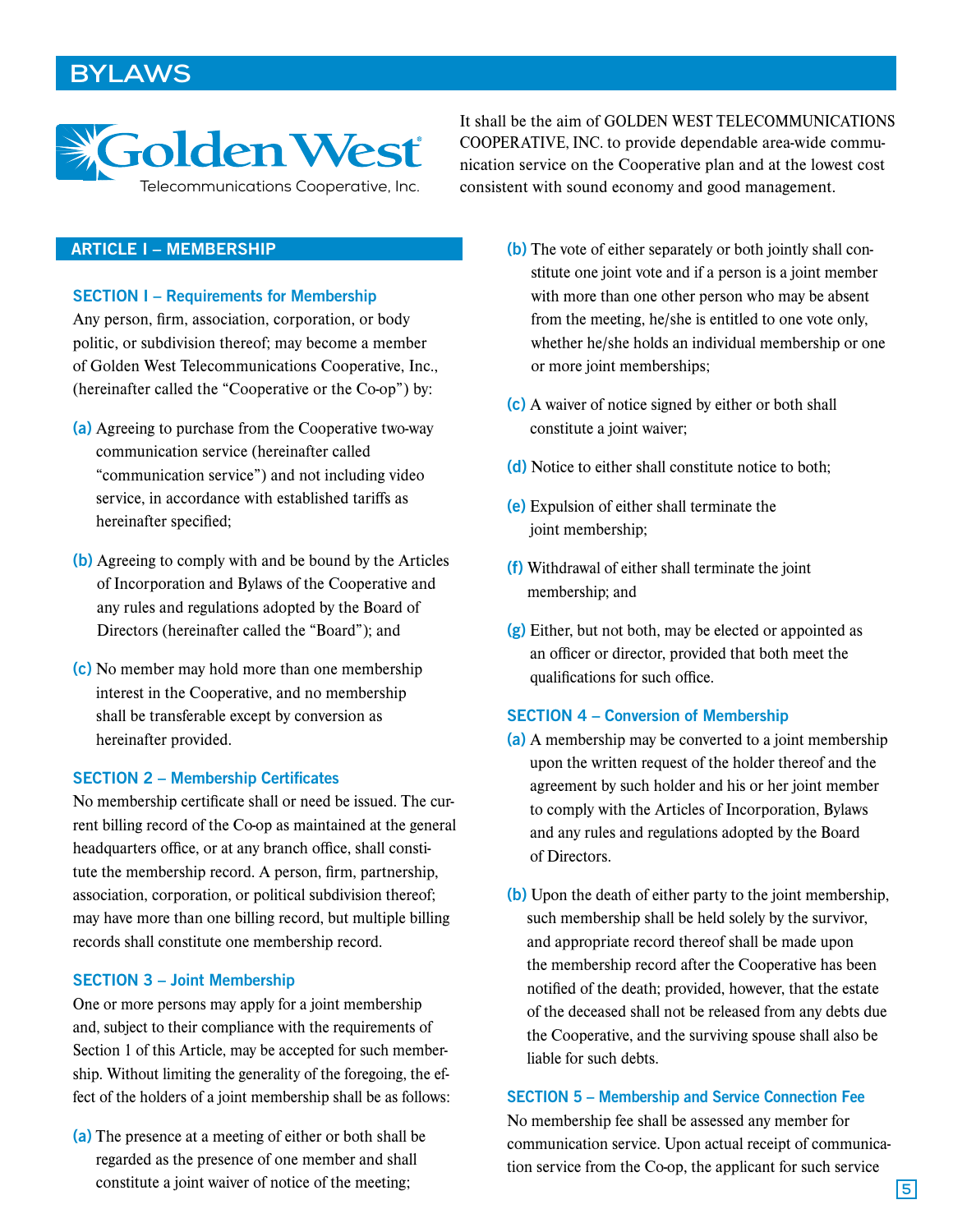# BYLAWS

Golden West Telecommunications Cooperative, Inc.

It shall be the aim of GOLDEN WEST TELECOMMUNICATIONS COOPERATIVE, INC. to provide dependable area-wide communication service on the Cooperative plan and at the lowest cost consistent with sound economy and good management.

## ARTICLE I – MEMBERSHIP

### SECTION I – Requirements for Membership

Any person, firm, association, corporation, or body politic, or subdivision thereof; may become a member of Golden West Telecommunications Cooperative, Inc., (hereinafter called the "Cooperative or the Co-op") by:

**(a)** Agreeing to purchase from the Cooperative two-way communication service (hereinafter called "communication service") and not including video service, in accordance with established tariffs as hereinafter specified;

**(b)** Agreeing to comply with and be bound by the Articles of Incorporation and Bylaws of the Cooperative and any rules and regulations adopted by the Board of Directors (hereinafter called the "Board"); and

**(c)** No member may hold more than one membership interest in the Cooperative, and no membership shall be transferable except by conversion as hereinafter provided.

### SECTION 2 – Membership Certificates

No membership certificate shall or need be issued. The current billing record of the Co-op as maintained at the general headquarters office, or at any branch office, shall constitute the membership record. A person, firm, partnership, association, corporation, or political subdivision thereof; may have more than one billing record, but multiple billing records shall constitute one membership record.

### SECTION 3 – Joint Membership

One or more persons may apply for a joint membership and, subject to their compliance with the requirements of Section 1 of this Article, may be accepted for such membership. Without limiting the generality of the foregoing, the effect of the holders of a joint membership shall be as follows:

**(a)** The presence at a meeting of either or both shall be regarded as the presence of one member and shall constitute a joint waiver of notice of the meeting;

**(b)** The vote of either separately or both jointly shall constitute one joint vote and if a person is a joint member with more than one other person who may be absent from the meeting, he/she is entitled to one vote only, whether he/she holds an individual membership or one or more joint memberships;

**(c)** A waiver of notice signed by either or both shall constitute a joint waiver;

**(d)** Notice to either shall constitute notice to both;

**(e)** Expulsion of either shall terminate the joint membership;

**(f)** Withdrawal of either shall terminate the joint membership; and

**(g)** Either, but not both, may be elected or appointed as an officer or director, provided that both meet the qualifications for such office.

### SECTION 4 – Conversion of Membership

**(a)** A membership may be converted to a joint membership upon the written request of the holder thereof and the agreement by such holder and his or her joint member to comply with the Articles of Incorporation, Bylaws and any rules and regulations adopted by the Board of Directors.

**(b)** Upon the death of either party to the joint membership, such membership shall be held solely by the survivor, and appropriate record thereof shall be made upon the membership record after the Cooperative has been notified of the death; provided, however, that the estate of the deceased shall not be released from any debts due the Cooperative, and the surviving spouse shall also be liable for such debts.

### SECTION 5 – Membership and Service Connection Fee

No membership fee shall be assessed any member for communication service. Upon actual receipt of communication service from the Co-op, the applicant for such service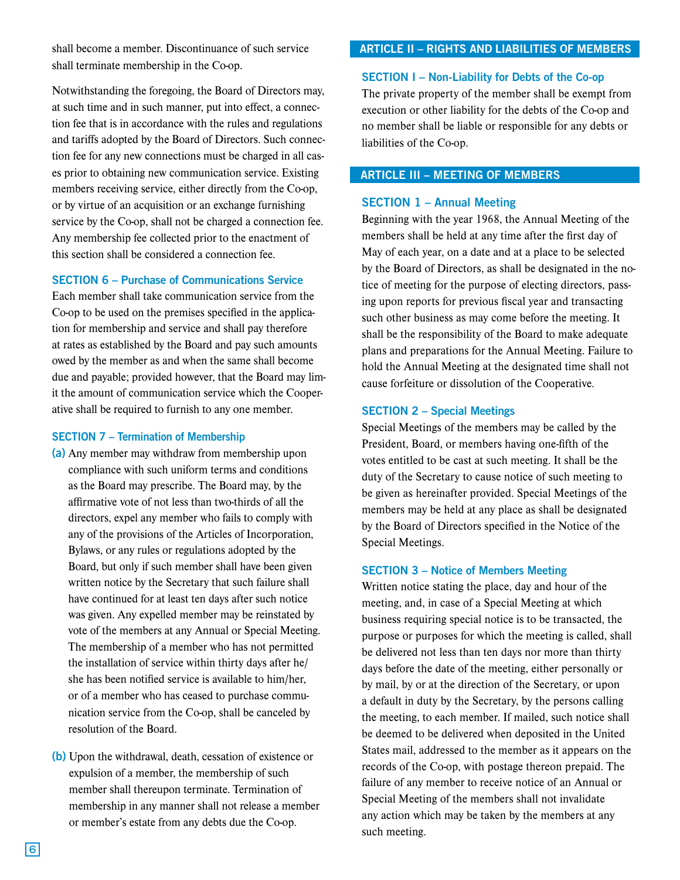shall become a member. Discontinuance of such service shall terminate membership in the Co-op.

Notwithstanding the foregoing, the Board of Directors may, at such time and in such manner, put into effect, a connection fee that is in accordance with the rules and regulations and tariffs adopted by the Board of Directors. Such connection fee for any new connections must be charged in all cases prior to obtaining new communication service. Existing members receiving service, either directly from the Co-op, or by virtue of an acquisition or an exchange furnishing service by the Co-op, shall not be charged a connection fee. Any membership fee collected prior to the enactment of this section shall be considered a connection fee.

### SECTION 6 – Purchase of Communications Service

Each member shall take communication service from the Co-op to be used on the premises specified in the application for membership and service and shall pay therefore at rates as established by the Board and pay such amounts owed by the member as and when the same shall become due and payable; provided however, that the Board may limit the amount of communication service which the Cooperative shall be required to furnish to any one member.

### SECTION 7 – Termination of Membership

**(a)** Any member may withdraw from membership upon compliance with such uniform terms and conditions as the Board may prescribe. The Board may, by the affirmative vote of not less than two-thirds of all the directors, expel any member who fails to comply with any of the provisions of the Articles of Incorporation, Bylaws, or any rules or regulations adopted by the Board, but only if such member shall have been given written notice by the Secretary that such failure shall have continued for at least ten days after such notice was given. Any expelled member may be reinstated by vote of the members at any Annual or Special Meeting. The membership of a member who has not permitted the installation of service within thirty days after he/she has been notified service is available to him/her, or of a member who has ceased to purchase communication service from the Co-op, shall be canceled by resolution of the Board.

**(b)** Upon the withdrawal, death, cessation of existence or expulsion of a member, the membership of such member shall thereupon terminate. Termination of membership in any manner shall not release a member or member's estate from any debts due the Co-op.

## ARTICLE II – RIGHTS AND LIABILITIES OF MEMBERS

### SECTION I – Non-Liability for Debts of the Co-op

The private property of the member shall be exempt from execution or other liability for the debts of the Co-op and no member shall be liable or responsible for any debts or liabilities of the Co-op.

## ARTICLE III – MEETING OF MEMBERS

### SECTION 1 – Annual Meeting

Beginning with the year 1968, the Annual Meeting of the members shall be held at any time after the first day of May of each year, on a date and at a place to be selected by the Board of Directors, as shall be designated in the notice of meeting for the purpose of electing directors, passing upon reports for previous fiscal year and transacting such other business as may come before the meeting. It shall be the responsibility of the Board to make adequate plans and preparations for the Annual Meeting. Failure to hold the Annual Meeting at the designated time shall not cause forfeiture or dissolution of the Cooperative.

### SECTION 2 – Special Meetings

Special Meetings of the members may be called by the President, Board, or members having one-fifth of the votes entitled to be cast at such meeting. It shall be the duty of the Secretary to cause notice of such meeting to be given as hereinafter provided. Special Meetings of the members may be held at any place as shall be designated by the Board of Directors specified in the Notice of the Special Meetings.

### SECTION 3 – Notice of Members Meeting

Written notice stating the place, day and hour of the meeting, and, in case of a Special Meeting at which business requiring special notice is to be transacted, the purpose or purposes for which the meeting is called, shall be delivered not less than ten days nor more than thirty days before the date of the meeting, either personally or by mail, by or at the direction of the Secretary, or upon a default in duty by the Secretary, by the persons calling the meeting, to each member. If mailed, such notice shall be deemed to be delivered when deposited in the United States mail, addressed to the member as it appears on the records of the Co-op, with postage thereon prepaid. The failure of any member to receive notice of an Annual or Special Meeting of the members shall not invalidate any action which may be taken by the members at any such meeting.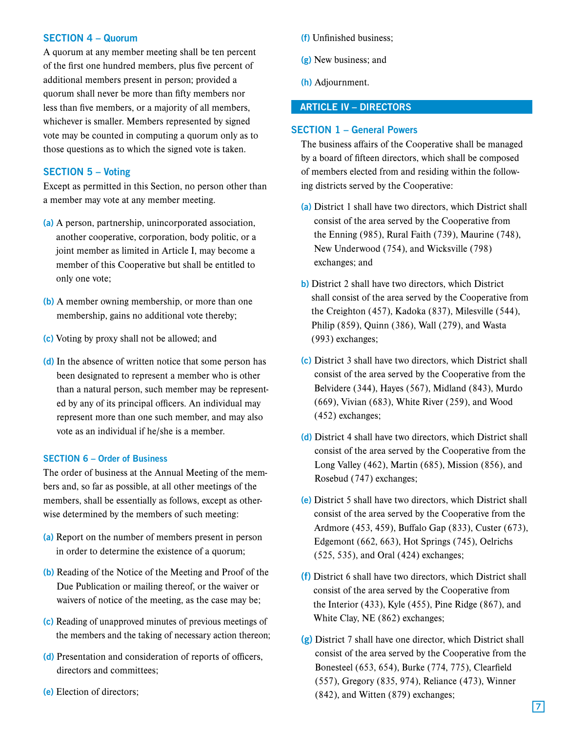### SECTION 4 – Quorum

A quorum at any member meeting shall be ten percent of the first one hundred members, plus five percent of additional members present in person; provided a quorum shall never be more than fifty members nor less than five members, or a majority of all members, whichever is smaller. Members represented by signed vote may be counted in computing a quorum only as to those questions as to which the signed vote is taken.

### SECTION 5 – Voting

Except as permitted in this Section, no person other than a member may vote at any member meeting.

**(a)** A person, partnership, unincorporated association, another cooperative, corporation, body politic, or a joint member as limited in Article I, may become a member of this Cooperative but shall be entitled to only one vote;

**(b)** A member owning membership, or more than one membership, gains no additional vote thereby;

**(c)** Voting by proxy shall not be allowed; and

**(d)** In the absence of written notice that some person has been designated to represent a member who is other than a natural person, such member may be represented by any of its principal officers. An individual may represent more than one such member, and may also vote as an individual if he/she is a member.

### SECTION 6 – Order of Business

The order of business at the Annual Meeting of the members and, so far as possible, at all other meetings of the members, shall be essentially as follows, except as otherwise determined by the members of such meeting:

**(a)** Report on the number of members present in person in order to determine the existence of a quorum;

**(b)** Reading of the Notice of the Meeting and Proof of the Due Publication or mailing thereof, or the waiver or waivers of notice of the meeting, as the case may be;

**(c)** Reading of unapproved minutes of previous meetings of the members and the taking of necessary action thereon;

**(d)** Presentation and consideration of reports of officers, directors and committees;

**(e)** Election of directors;

**(f)** Unfinished business;

**(g)** New business; and

**(h)** Adjournment.

## ARTICLE IV – DIRECTORS

### SECTION 1 – General Powers

The business affairs of the Cooperative shall be managed by a board of fifteen directors, which shall be composed of members elected from and residing within the following districts served by the Cooperative:

**(a)** District 1 shall have two directors, which District shall consist of the area served by the Cooperative from the Enning (985), Rural Faith (739), Maurine (748), New Underwood (754), and Wicksville (798) exchanges; and

**b)** District 2 shall have two directors, which District shall consist of the area served by the Cooperative from the Creighton (457), Kadoka (837), Milesville (544), Philip (859), Quinn (386), Wall (279), and Wasta (993) exchanges;

**(c)** District 3 shall have two directors, which District shall consist of the area served by the Cooperative from the Belvidere (344), Hayes (567), Midland (843), Murdo (669), Vivian (683), White River (259), and Wood (452) exchanges;

**(d)** District 4 shall have two directors, which District shall consist of the area served by the Cooperative from the Long Valley (462), Martin (685), Mission (856), and Rosebud (747) exchanges;

**(e)** District 5 shall have two directors, which District shall consist of the area served by the Cooperative from the Ardmore (453, 459), Buffalo Gap (833), Custer (673), Edgemont (662, 663), Hot Springs (745), Oelrichs (525, 535), and Oral (424) exchanges;

**(f)** District 6 shall have two directors, which District shall consist of the area served by the Cooperative from the Interior (433), Kyle (455), Pine Ridge (867), and White Clay, NE (862) exchanges;

**(g)** District 7 shall have one director, which District shall consist of the area served by the Cooperative from the Bonesteel (653, 654), Burke (774, 775), Clearfield (557), Gregory (835, 974), Reliance (473), Winner (842), and Witten (879) exchanges;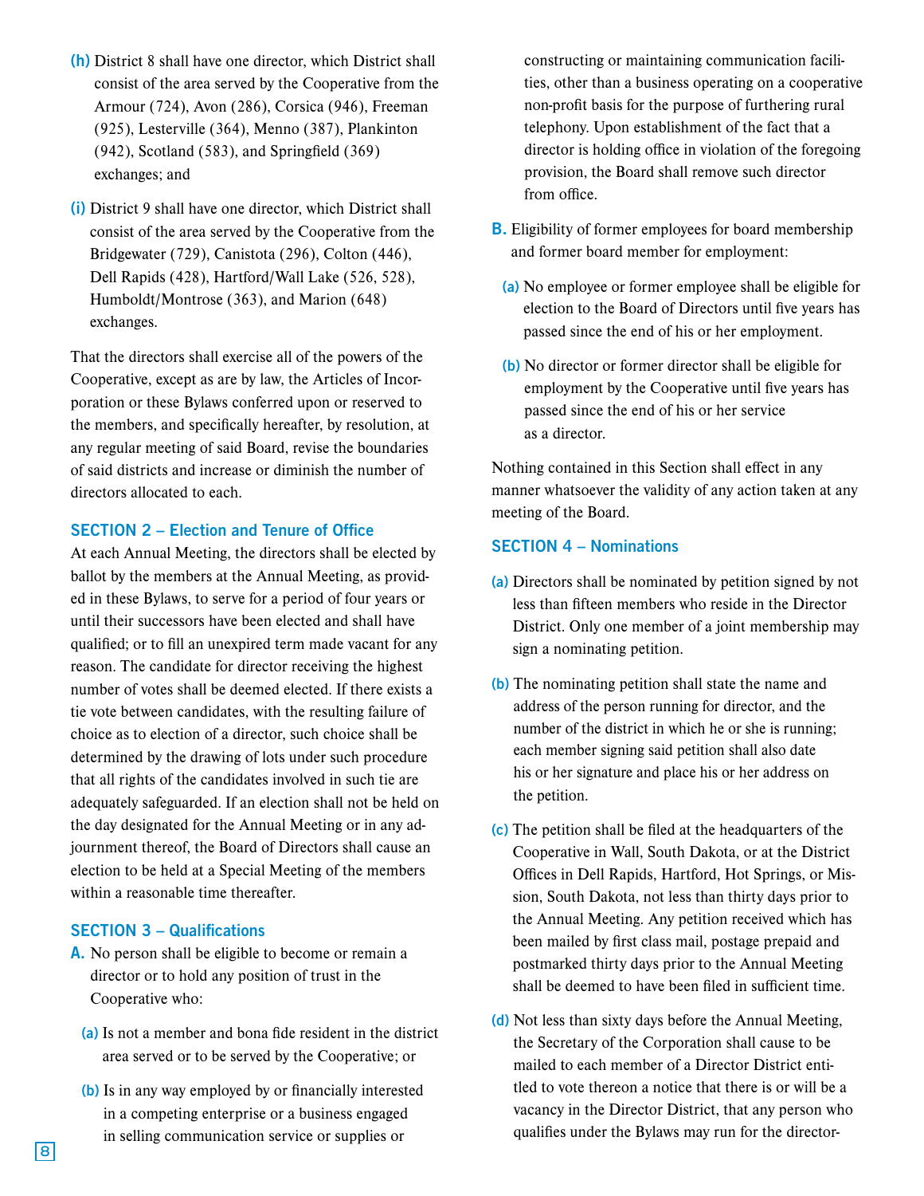**(h)** District 8 shall have one director, which District shall consist of the area served by the Cooperative from the Armour (724), Avon (286), Corsica (946), Freeman (925), Lesterville (364), Menno (387), Plankinton (942), Scotland (583), and Springfield (369) exchanges; and

**(i)** District 9 shall have one director, which District shall consist of the area served by the Cooperative from the Bridgewater (729), Canistota (296), Colton (446), Dell Rapids (428), Hartford/Wall Lake (526, 528), Humboldt/Montrose (363), and Marion (648) exchanges.

That the directors shall exercise all of the powers of the Cooperative, except as are by law, the Articles of Incorporation or these Bylaws conferred upon or reserved to the members, and specifically hereafter, by resolution, at any regular meeting of said Board, revise the boundaries of said districts and increase or diminish the number of directors allocated to each.

## SECTION 2 – Election and Tenure of Office

At each Annual Meeting, the directors shall be elected by ballot by the members at the Annual Meeting, as provided in these Bylaws, to serve for a period of four years or until their successors have been elected and shall have qualified; or to fill an unexpired term made vacant for any reason. The candidate for director receiving the highest number of votes shall be deemed elected. If there exists a tie vote between candidates, with the resulting failure of choice as to election of a director, such choice shall be determined by the drawing of lots under such procedure that all rights of the candidates involved in such tie are adequately safeguarded. If an election shall not be held on the day designated for the Annual Meeting or in any adjournment thereof, the Board of Directors shall cause an election to be held at a Special Meeting of the members within a reasonable time thereafter.

## SECTION 3 – Qualifications

**A.** No person shall be eligible to become or remain a director or to hold any position of trust in the Cooperative who:

**(a)** Is not a member and bona fide resident in the district area served or to be served by the Cooperative; or

**(b)** Is in any way employed by or financially interested in a competing enterprise or a business engaged in selling communication service or supplies or constructing or maintaining communication facilities, other than a business operating on a cooperative non-profit basis for the purpose of furthering rural telephony. Upon establishment of the fact that a director is holding office in violation of the foregoing provision, the Board shall remove such director from office.

**B.** Eligibility of former employees for board membership and former board member for employment:

**(a)** No employee or former employee shall be eligible for election to the Board of Directors until five years has passed since the end of his or her employment.

**(b)** No director or former director shall be eligible for employment by the Cooperative until five years has passed since the end of his or her service as a director.

Nothing contained in this Section shall effect in any manner whatsoever the validity of any action taken at any meeting of the Board.

## SECTION 4 – Nominations

**(a)** Directors shall be nominated by petition signed by not less than fifteen members who reside in the Director District. Only one member of a joint membership may sign a nominating petition.

**(b)** The nominating petition shall state the name and address of the person running for director, and the number of the district in which he or she is running; each member signing said petition shall also date his or her signature and place his or her address on the petition.

**(c)** The petition shall be filed at the headquarters of the Cooperative in Wall, South Dakota, or at the District Offices in Dell Rapids, Hartford, Hot Springs, or Mission, South Dakota, not less than thirty days prior to the Annual Meeting. Any petition received which has been mailed by first class mail, postage prepaid and postmarked thirty days prior to the Annual Meeting shall be deemed to have been filed in sufficient time.

**(d)** Not less than sixty days before the Annual Meeting, the Secretary of the Corporation shall cause to be mailed to each member of a Director District entitled to vote thereon a notice that there is or will be a vacancy in the Director District, that any person who qualifies under the Bylaws may run for the director-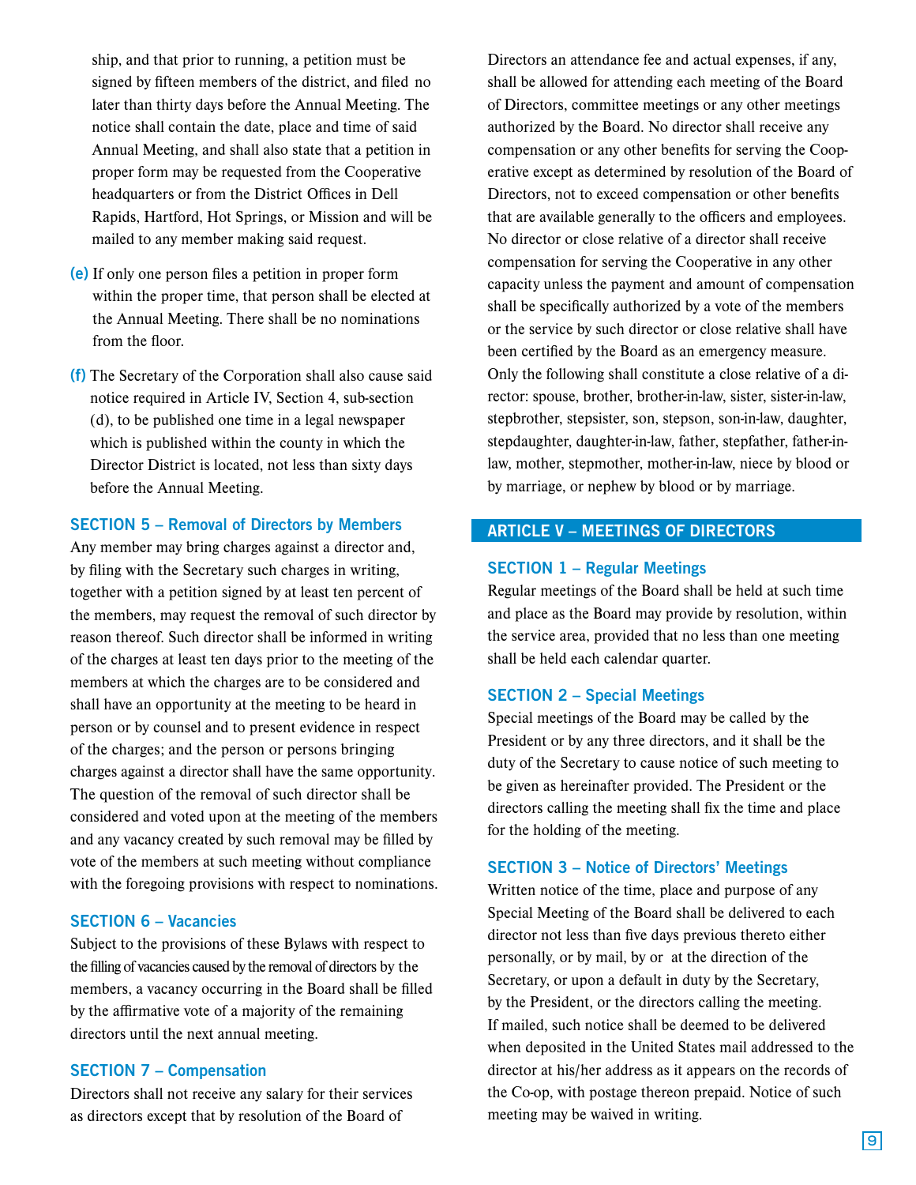ship, and that prior to running, a petition must be signed by fifteen members of the district, and filed no later than thirty days before the Annual Meeting. The notice shall contain the date, place and time of said Annual Meeting, and shall also state that a petition in proper form may be requested from the Cooperative headquarters or from the District Offices in Dell Rapids, Hartford, Hot Springs, or Mission and will be mailed to any member making said request.

**(e)** If only one person files a petition in proper form within the proper time, that person shall be elected at the Annual Meeting. There shall be no nominations from the floor.

**(f)** The Secretary of the Corporation shall also cause said notice required in Article IV, Section 4, sub-section (d), to be published one time in a legal newspaper which is published within the county in which the Director District is located, not less than sixty days before the Annual Meeting.

### SECTION 5 – Removal of Directors by Members

Any member may bring charges against a director and, by filing with the Secretary such charges in writing, together with a petition signed by at least ten percent of the members, may request the removal of such director by reason thereof. Such director shall be informed in writing of the charges at least ten days prior to the meeting of the members at which the charges are to be considered and shall have an opportunity at the meeting to be heard in person or by counsel and to present evidence in respect of the charges; and the person or persons bringing charges against a director shall have the same opportunity. The question of the removal of such director shall be considered and voted upon at the meeting of the members and any vacancy created by such removal may be filled by vote of the members at such meeting without compliance with the foregoing provisions with respect to nominations.

### SECTION 6 – Vacancies

Subject to the provisions of these Bylaws with respect to the filling of vacancies caused by the removal of directors by the members, a vacancy occurring in the Board shall be filled by the affirmative vote of a majority of the remaining directors until the next annual meeting.

### SECTION 7 – Compensation

Directors shall not receive any salary for their services as directors except that by resolution of the Board of Directors an attendance fee and actual expenses, if any, shall be allowed for attending each meeting of the Board of Directors, committee meetings or any other meetings authorized by the Board. No director shall receive any compensation or any other benefits for serving the Cooperative except as determined by resolution of the Board of Directors, not to exceed compensation or other benefits that are available generally to the officers and employees. No director or close relative of a director shall receive compensation for serving the Cooperative in any other capacity unless the payment and amount of compensation shall be specifically authorized by a vote of the members or the service by such director or close relative shall have been certified by the Board as an emergency measure. Only the following shall constitute a close relative of a director: spouse, brother, brother-in-law, sister, sister-in-law, stepbrother, stepsister, son, stepson, son-in-law, daughter, stepdaughter, daughter-in-law, father, stepfather, father-in-law, mother, stepmother, mother-in-law, niece by blood or by marriage, or nephew by blood or by marriage.

## ARTICLE V – MEETINGS OF DIRECTORS

### SECTION 1 – Regular Meetings

Regular meetings of the Board shall be held at such time and place as the Board may provide by resolution, within the service area, provided that no less than one meeting shall be held each calendar quarter.

### SECTION 2 – Special Meetings

Special meetings of the Board may be called by the President or by any three directors, and it shall be the duty of the Secretary to cause notice of such meeting to be given as hereinafter provided. The President or the directors calling the meeting shall fix the time and place for the holding of the meeting.

### SECTION 3 – Notice of Directors' Meetings

Written notice of the time, place and purpose of any Special Meeting of the Board shall be delivered to each director not less than five days previous thereto either personally, or by mail, by or at the direction of the Secretary, or upon a default in duty by the Secretary, by the President, or the directors calling the meeting. If mailed, such notice shall be deemed to be delivered when deposited in the United States mail addressed to the director at his/her address as it appears on the records of the Co-op, with postage thereon prepaid. Notice of such meeting may be waived in writing.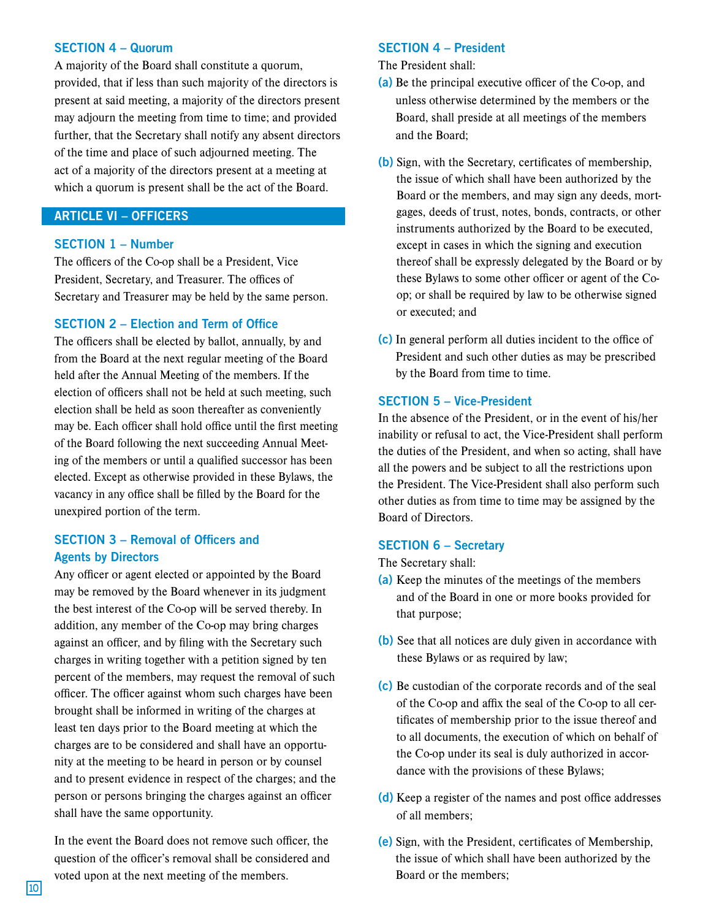### SECTION 4 – Quorum

A majority of the Board shall constitute a quorum, provided, that if less than such majority of the directors is present at said meeting, a majority of the directors present may adjourn the meeting from time to time; and provided further, that the Secretary shall notify any absent directors of the time and place of such adjourned meeting. The act of a majority of the directors present at a meeting at which a quorum is present shall be the act of the Board.

## ARTICLE VI – OFFICERS

### SECTION 1 – Number

The officers of the Co-op shall be a President, Vice President, Secretary, and Treasurer. The offices of Secretary and Treasurer may be held by the same person.

### SECTION 2 – Election and Term of Office

The officers shall be elected by ballot, annually, by and from the Board at the next regular meeting of the Board held after the Annual Meeting of the members. If the election of officers shall not be held at such meeting, such election shall be held as soon thereafter as conveniently may be. Each officer shall hold office until the first meeting of the Board following the next succeeding Annual Meeting of the members or until a qualified successor has been elected. Except as otherwise provided in these Bylaws, the vacancy in any office shall be filled by the Board for the unexpired portion of the term.

### SECTION 3 – Removal of Officers and Agents by Directors

Any officer or agent elected or appointed by the Board may be removed by the Board whenever in its judgment the best interest of the Co-op will be served thereby. In addition, any member of the Co-op may bring charges against an officer, and by filing with the Secretary such charges in writing together with a petition signed by ten percent of the members, may request the removal of such officer. The officer against whom such charges have been brought shall be informed in writing of the charges at least ten days prior to the Board meeting at which the charges are to be considered and shall have an opportunity at the meeting to be heard in person or by counsel and to present evidence in respect of the charges; and the person or persons bringing the charges against an officer shall have the same opportunity.

In the event the Board does not remove such officer, the question of the officer's removal shall be considered and voted upon at the next meeting of the members.

### SECTION 4 – President

The President shall:

**(a)** Be the principal executive officer of the Co-op, and unless otherwise determined by the members or the Board, shall preside at all meetings of the members and the Board;

**(b)** Sign, with the Secretary, certificates of membership, the issue of which shall have been authorized by the Board or the members, and may sign any deeds, mortgages, deeds of trust, notes, bonds, contracts, or other instruments authorized by the Board to be executed, except in cases in which the signing and execution thereof shall be expressly delegated by the Board or by these Bylaws to some other officer or agent of the Co-op; or shall be required by law to be otherwise signed or executed; and

**(c)** In general perform all duties incident to the office of President and such other duties as may be prescribed by the Board from time to time.

### SECTION 5 – Vice-President

In the absence of the President, or in the event of his/her inability or refusal to act, the Vice-President shall perform the duties of the President, and when so acting, shall have all the powers and be subject to all the restrictions upon the President. The Vice-President shall also perform such other duties as from time to time may be assigned by the Board of Directors.

### SECTION 6 – Secretary

The Secretary shall:

**(a)** Keep the minutes of the meetings of the members and of the Board in one or more books provided for that purpose;

**(b)** See that all notices are duly given in accordance with these Bylaws or as required by law;

**(c)** Be custodian of the corporate records and of the seal of the Co-op and affix the seal of the Co-op to all certificates of membership prior to the issue thereof and to all documents, the execution of which on behalf of the Co-op under its seal is duly authorized in accordance with the provisions of these Bylaws;

**(d)** Keep a register of the names and post office addresses of all members;

**(e)** Sign, with the President, certificates of Membership, the issue of which shall have been authorized by the Board or the members;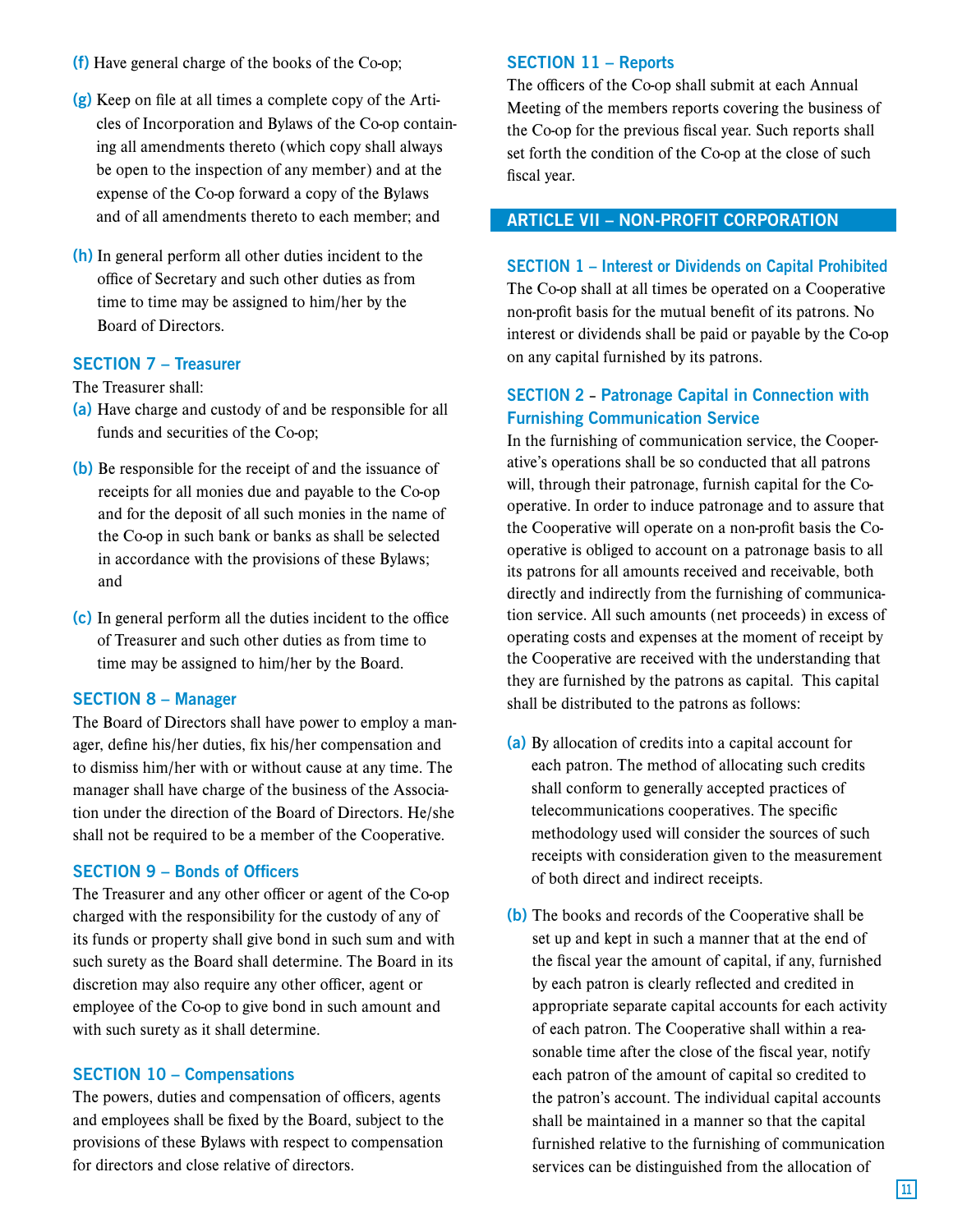**(f)** Have general charge of the books of the Co-op;

**(g)** Keep on file at all times a complete copy of the Articles of Incorporation and Bylaws of the Co-op containing all amendments thereto (which copy shall always be open to the inspection of any member) and at the expense of the Co-op forward a copy of the Bylaws and of all amendments thereto to each member; and

**(h)** In general perform all other duties incident to the office of Secretary and such other duties as from time to time may be assigned to him/her by the Board of Directors.

### SECTION 7 – Treasurer

The Treasurer shall:

**(a)** Have charge and custody of and be responsible for all funds and securities of the Co-op;

**(b)** Be responsible for the receipt of and the issuance of receipts for all monies due and payable to the Co-op and for the deposit of all such monies in the name of the Co-op in such bank or banks as shall be selected in accordance with the provisions of these Bylaws; and

**(c)** In general perform all the duties incident to the office of Treasurer and such other duties as from time to time may be assigned to him/her by the Board.

### SECTION 8 – Manager

The Board of Directors shall have power to employ a manager, define his/her duties, fix his/her compensation and to dismiss him/her with or without cause at any time. The manager shall have charge of the business of the Association under the direction of the Board of Directors. He/she shall not be required to be a member of the Cooperative.

### SECTION 9 – Bonds of Officers

The Treasurer and any other officer or agent of the Co-op charged with the responsibility for the custody of any of its funds or property shall give bond in such sum and with such surety as the Board shall determine. The Board in its discretion may also require any other officer, agent or employee of the Co-op to give bond in such amount and with such surety as it shall determine.

### SECTION 10 – Compensations

The powers, duties and compensation of officers, agents and employees shall be fixed by the Board, subject to the provisions of these Bylaws with respect to compensation for directors and close relative of directors.

### SECTION 11 – Reports

The officers of the Co-op shall submit at each Annual Meeting of the members reports covering the business of the Co-op for the previous fiscal year. Such reports shall set forth the condition of the Co-op at the close of such fiscal year.

## ARTICLE VII – NON-PROFIT CORPORATION

### SECTION 1 – Interest or Dividends on Capital Prohibited

The Co-op shall at all times be operated on a Cooperative non-profit basis for the mutual benefit of its patrons. No interest or dividends shall be paid or payable by the Co-op on any capital furnished by its patrons.

### SECTION 2 – Patronage Capital in Connection with Furnishing Communication Service

In the furnishing of communication service, the Cooperative's operations shall be so conducted that all patrons will, through their patronage, furnish capital for the Cooperative. In order to induce patronage and to assure that the Cooperative will operate on a non-profit basis the Cooperative is obliged to account on a patronage basis to all its patrons for all amounts received and receivable, both directly and indirectly from the furnishing of communication service. All such amounts (net proceeds) in excess of operating costs and expenses at the moment of receipt by the Cooperative are received with the understanding that they are furnished by the patrons as capital. This capital shall be distributed to the patrons as follows:

**(a)** By allocation of credits into a capital account for each patron. The method of allocating such credits shall conform to generally accepted practices of telecommunications cooperatives. The specific methodology used will consider the sources of such receipts with consideration given to the measurement of both direct and indirect receipts.

**(b)** The books and records of the Cooperative shall be set up and kept in such a manner that at the end of the fiscal year the amount of capital, if any, furnished by each patron is clearly reflected and credited in appropriate separate capital accounts for each activity of each patron. The Cooperative shall within a reasonable time after the close of the fiscal year, notify each patron of the amount of capital so credited to the patron's account. The individual capital accounts shall be maintained in a manner so that the capital furnished relative to the furnishing of communication services can be distinguished from the allocation of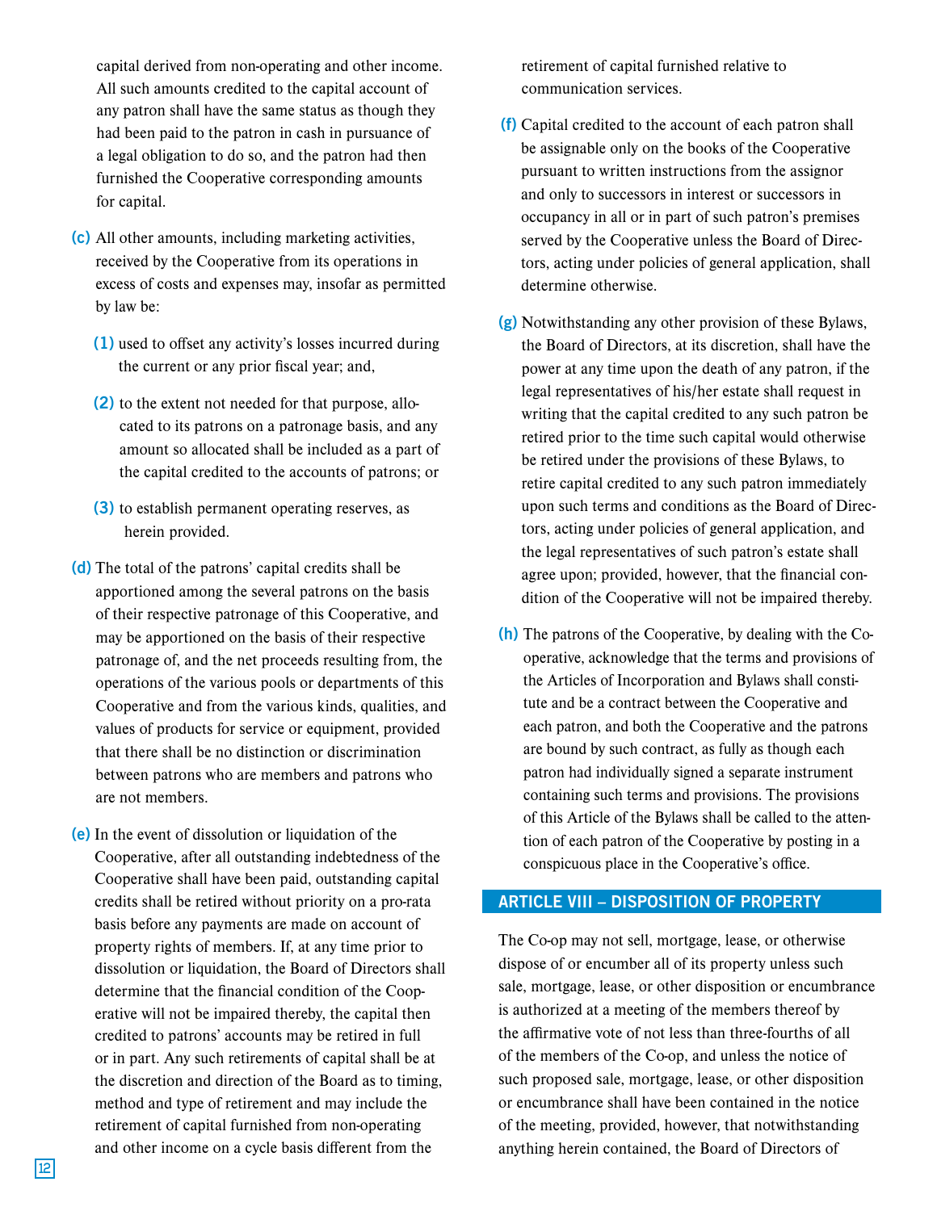capital derived from non-operating and other income. All such amounts credited to the capital account of any patron shall have the same status as though they had been paid to the patron in cash in pursuance of a legal obligation to do so, and the patron had then furnished the Cooperative corresponding amounts for capital.

**(c)** All other amounts, including marketing activities, received by the Cooperative from its operations in excess of costs and expenses may, insofar as permitted by law be:

**(1)** used to offset any activity's losses incurred during the current or any prior fiscal year; and,

**(2)** to the extent not needed for that purpose, allocated to its patrons on a patronage basis, and any amount so allocated shall be included as a part of the capital credited to the accounts of patrons; or

**(3)** to establish permanent operating reserves, as herein provided.

**(d)** The total of the patrons' capital credits shall be apportioned among the several patrons on the basis of their respective patronage of this Cooperative, and may be apportioned on the basis of their respective patronage of, and the net proceeds resulting from, the operations of the various pools or departments of this Cooperative and from the various kinds, qualities, and values of products for service or equipment, provided that there shall be no distinction or discrimination between patrons who are members and patrons who are not members.

**(e)** In the event of dissolution or liquidation of the Cooperative, after all outstanding indebtedness of the Cooperative shall have been paid, outstanding capital credits shall be retired without priority on a pro-rata basis before any payments are made on account of property rights of members. If, at any time prior to dissolution or liquidation, the Board of Directors shall determine that the financial condition of the Cooperative will not be impaired thereby, the capital then credited to patrons' accounts may be retired in full or in part. Any such retirements of capital shall be at the discretion and direction of the Board as to timing, method and type of retirement and may include the retirement of capital furnished from non-operating and other income on a cycle basis different from the retirement of capital furnished relative to communication services.

**(f)** Capital credited to the account of each patron shall be assignable only on the books of the Cooperative pursuant to written instructions from the assignor and only to successors in interest or successors in occupancy in all or in part of such patron's premises served by the Cooperative unless the Board of Directors, acting under policies of general application, shall determine otherwise.

**(g)** Notwithstanding any other provision of these Bylaws, the Board of Directors, at its discretion, shall have the power at any time upon the death of any patron, if the legal representatives of his/her estate shall request in writing that the capital credited to any such patron be retired prior to the time such capital would otherwise be retired under the provisions of these Bylaws, to retire capital credited to any such patron immediately upon such terms and conditions as the Board of Directors, acting under policies of general application, and the legal representatives of such patron's estate shall agree upon; provided, however, that the financial condition of the Cooperative will not be impaired thereby.

**(h)** The patrons of the Cooperative, by dealing with the Cooperative, acknowledge that the terms and provisions of the Articles of Incorporation and Bylaws shall constitute and be a contract between the Cooperative and each patron, and both the Cooperative and the patrons are bound by such contract, as fully as though each patron had individually signed a separate instrument containing such terms and provisions. The provisions of this Article of the Bylaws shall be called to the attention of each patron of the Cooperative by posting in a conspicuous place in the Cooperative's office.

## ARTICLE VIII – DISPOSITION OF PROPERTY

The Co-op may not sell, mortgage, lease, or otherwise dispose of or encumber all of its property unless such sale, mortgage, lease, or other disposition or encumbrance is authorized at a meeting of the members thereof by the affirmative vote of not less than three-fourths of all of the members of the Co-op, and unless the notice of such proposed sale, mortgage, lease, or other disposition or encumbrance shall have been contained in the notice of the meeting, provided, however, that notwithstanding anything herein contained, the Board of Directors of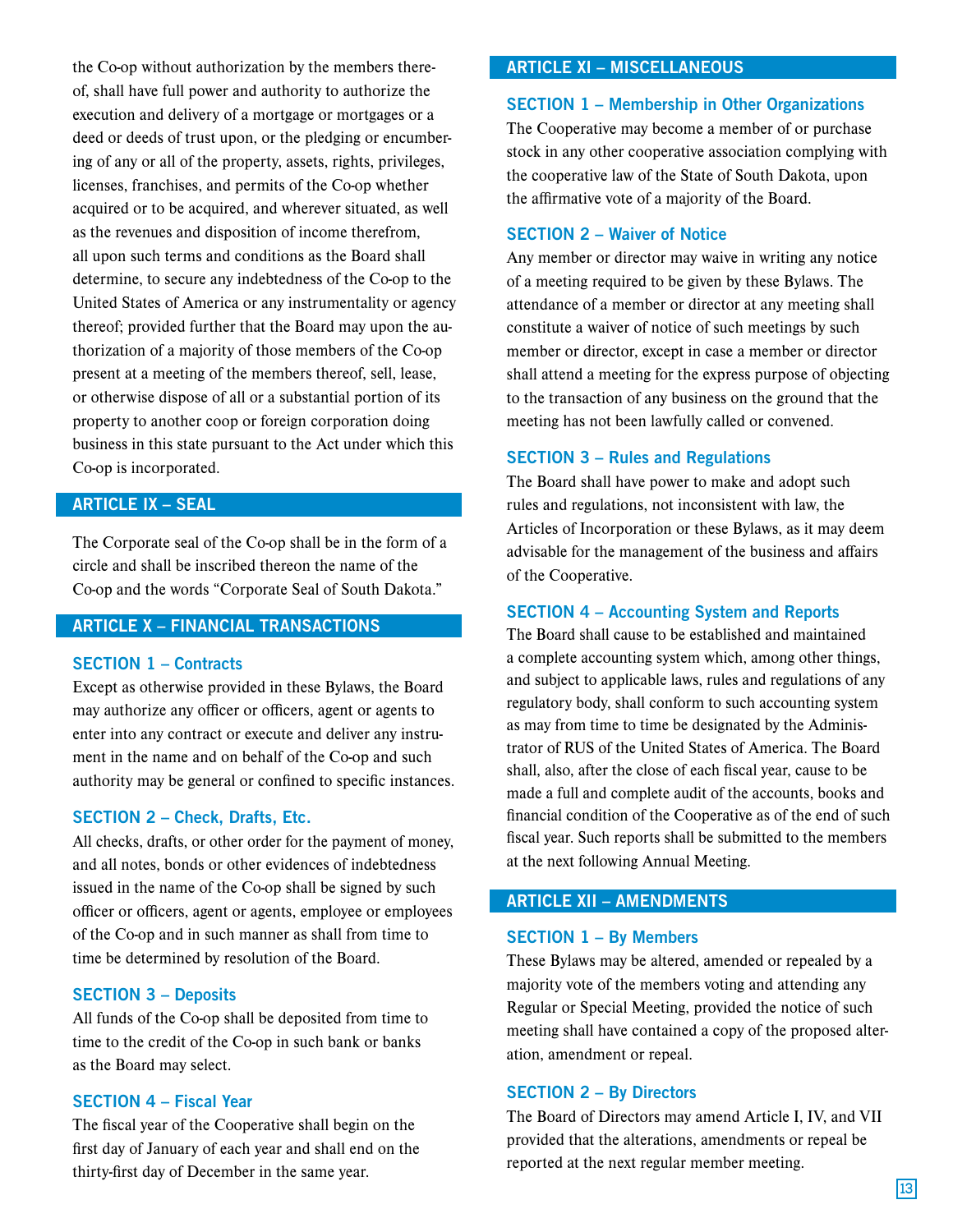the Co-op without authorization by the members thereof, shall have full power and authority to authorize the execution and delivery of a mortgage or mortgages or a deed or deeds of trust upon, or the pledging or encumbering of any or all of the property, assets, rights, privileges, licenses, franchises, and permits of the Co-op whether acquired or to be acquired, and wherever situated, as well as the revenues and disposition of income therefrom, all upon such terms and conditions as the Board shall determine, to secure any indebtedness of the Co-op to the United States of America or any instrumentality or agency thereof; provided further that the Board may upon the authorization of a majority of those members of the Co-op present at a meeting of the members thereof, sell, lease, or otherwise dispose of all or a substantial portion of its property to another coop or foreign corporation doing business in this state pursuant to the Act under which this Co-op is incorporated.

## ARTICLE IX – SEAL

The Corporate seal of the Co-op shall be in the form of a circle and shall be inscribed thereon the name of the Co-op and the words "Corporate Seal of South Dakota."

## ARTICLE X – FINANCIAL TRANSACTIONS

### SECTION 1 – Contracts

Except as otherwise provided in these Bylaws, the Board may authorize any officer or officers, agent or agents to enter into any contract or execute and deliver any instrument in the name and on behalf of the Co-op and such authority may be general or confined to specific instances.

### SECTION 2 – Check, Drafts, Etc.

All checks, drafts, or other order for the payment of money, and all notes, bonds or other evidences of indebtedness issued in the name of the Co-op shall be signed by such officer or officers, agent or agents, employee or employees of the Co-op and in such manner as shall from time to time be determined by resolution of the Board.

### SECTION 3 – Deposits

All funds of the Co-op shall be deposited from time to time to the credit of the Co-op in such bank or banks as the Board may select.

### SECTION 4 – Fiscal Year

The fiscal year of the Cooperative shall begin on the first day of January of each year and shall end on the thirty-first day of December in the same year.

## ARTICLE XI – MISCELLANEOUS

### SECTION 1 – Membership in Other Organizations

The Cooperative may become a member of or purchase stock in any other cooperative association complying with the cooperative law of the State of South Dakota, upon the affirmative vote of a majority of the Board.

### SECTION 2 – Waiver of Notice

Any member or director may waive in writing any notice of a meeting required to be given by these Bylaws. The attendance of a member or director at any meeting shall constitute a waiver of notice of such meetings by such member or director, except in case a member or director shall attend a meeting for the express purpose of objecting to the transaction of any business on the ground that the meeting has not been lawfully called or convened.

### SECTION 3 – Rules and Regulations

The Board shall have power to make and adopt such rules and regulations, not inconsistent with law, the Articles of Incorporation or these Bylaws, as it may deem advisable for the management of the business and affairs of the Cooperative.

### SECTION 4 – Accounting System and Reports

The Board shall cause to be established and maintained a complete accounting system which, among other things, and subject to applicable laws, rules and regulations of any regulatory body, shall conform to such accounting system as may from time to time be designated by the Administrator of RUS of the United States of America. The Board shall, also, after the close of each fiscal year, cause to be made a full and complete audit of the accounts, books and financial condition of the Cooperative as of the end of such fiscal year. Such reports shall be submitted to the members at the next following Annual Meeting.

## ARTICLE XII – AMENDMENTS

### SECTION 1 – By Members

These Bylaws may be altered, amended or repealed by a majority vote of the members voting and attending any Regular or Special Meeting, provided the notice of such meeting shall have contained a copy of the proposed alteration, amendment or repeal.

### SECTION 2 – By Directors

The Board of Directors may amend Article I, IV, and VII provided that the alterations, amendments or repeal be reported at the next regular member meeting.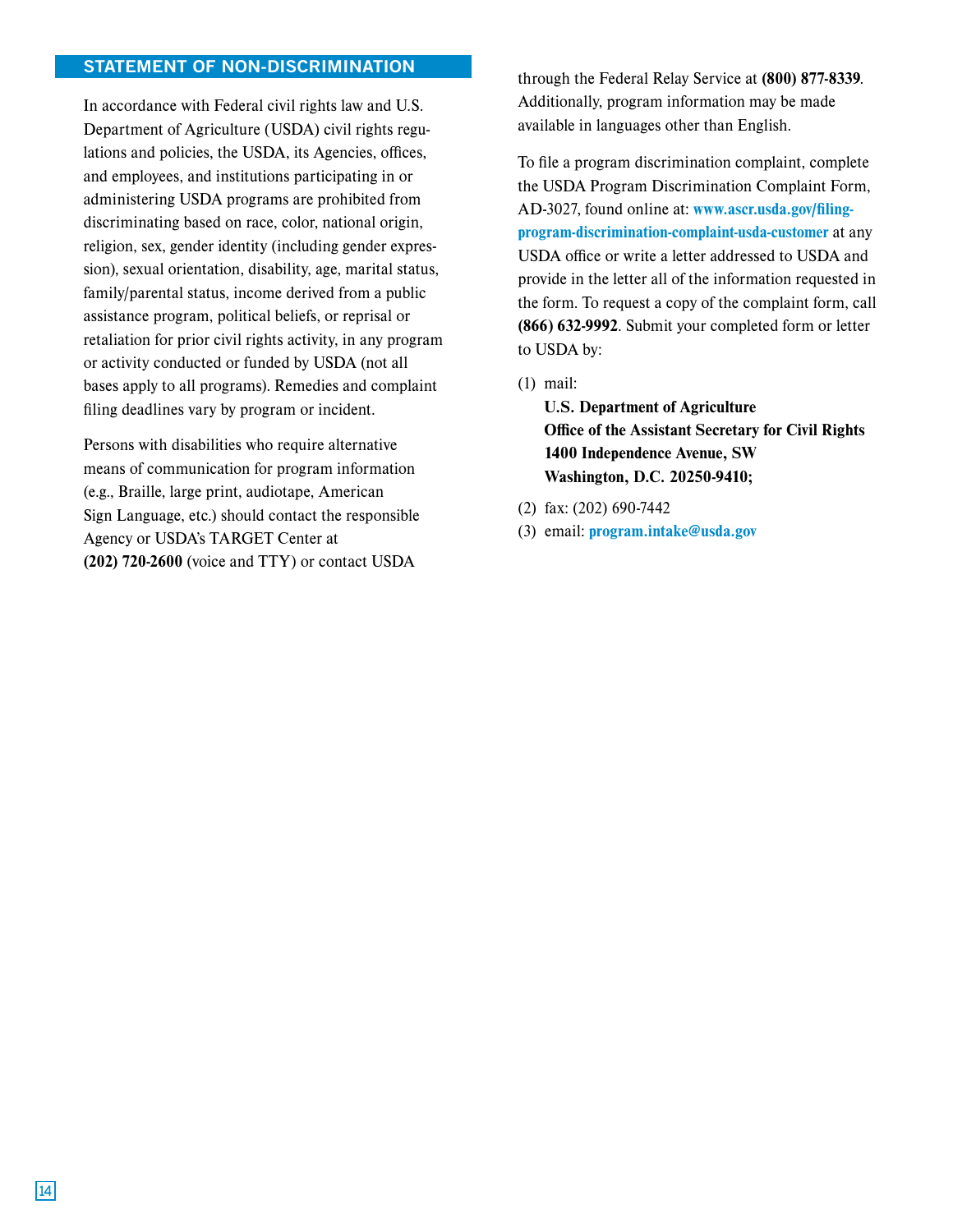## STATEMENT OF NON-DISCRIMINATION

In accordance with Federal civil rights law and U.S. Department of Agriculture (USDA) civil rights regulations and policies, the USDA, its Agencies, offices, and employees, and institutions participating in or administering USDA programs are prohibited from discriminating based on race, color, national origin, religion, sex, gender identity (including gender expression), sexual orientation, disability, age, marital status, family/parental status, income derived from a public assistance program, political beliefs, or reprisal or retaliation for prior civil rights activity, in any program or activity conducted or funded by USDA (not all bases apply to all programs). Remedies and complaint filing deadlines vary by program or incident.

Persons with disabilities who require alternative means of communication for program information (e.g., Braille, large print, audiotape, American Sign Language, etc.) should contact the responsible Agency or USDA's TARGET Center at **(202) 720-2600** (voice and TTY) or contact USDA through the Federal Relay Service at **(800) 877-8339**. Additionally, program information may be made available in languages other than English.

To file a program discrimination complaint, complete the USDA Program Discrimination Complaint Form, AD-3027, found online at: **www.ascr.usda.gov/filing-program-discrimination-complaint-usda-customer** at any USDA office or write a letter addressed to USDA and provide in the letter all of the information requested in the form. To request a copy of the complaint form, call **(866) 632-9992**. Submit your completed form or letter to USDA by:

(1) mail:
**U.S. Department of Agriculture**
**Office of the Assistant Secretary for Civil Rights**
**1400 Independence Avenue, SW**
**Washington, D.C. 20250-9410;**

(2) fax: (202) 690-7442

(3) email: **program.intake@usda.gov**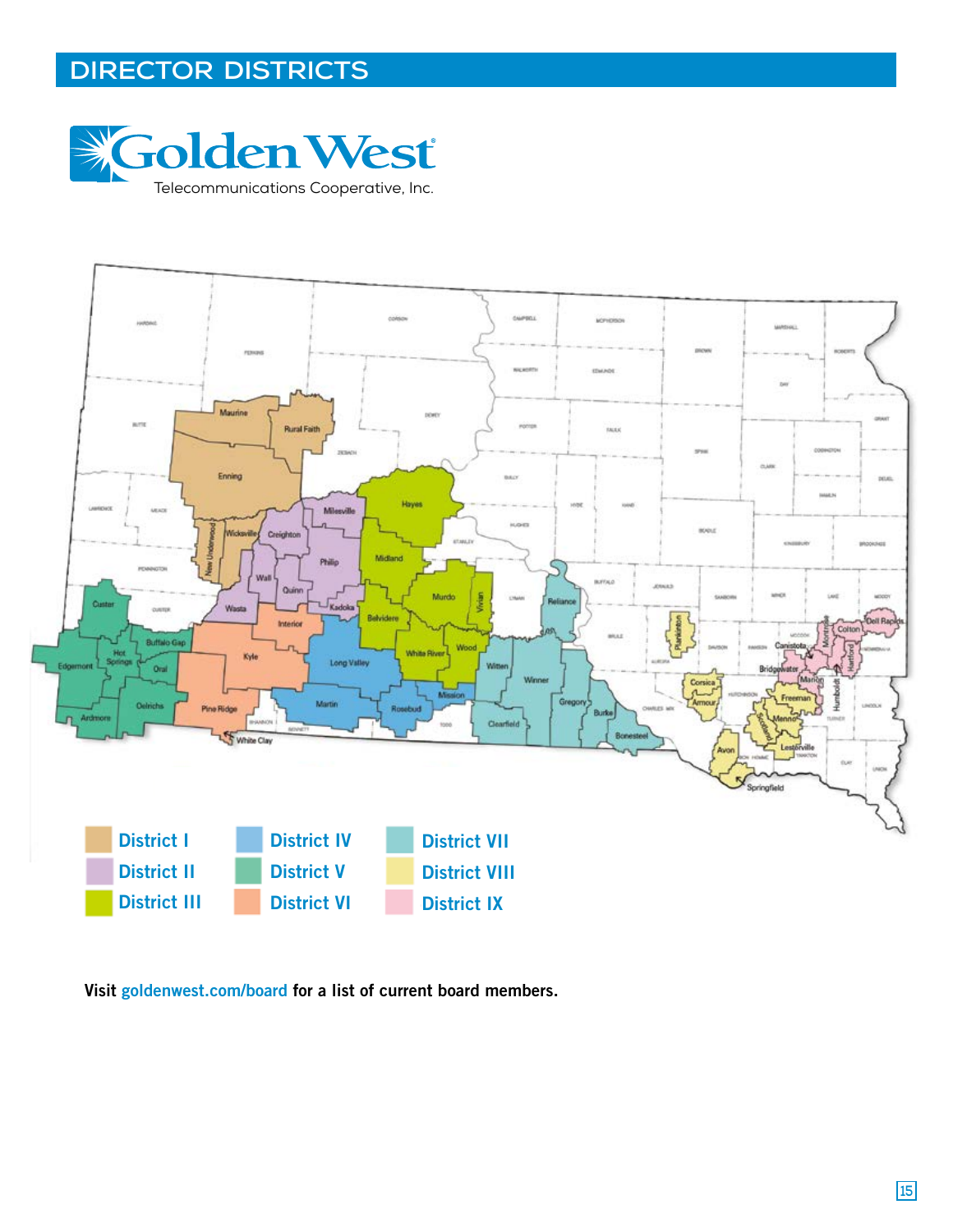# DIRECTOR DISTRICTS

Golden West Telecommunications Cooperative, Inc.

District I
District II
District III
District IV
District V
District VI
District VII
District VIII
District IX

**Visit goldenwest.com/board for a list of current board members.**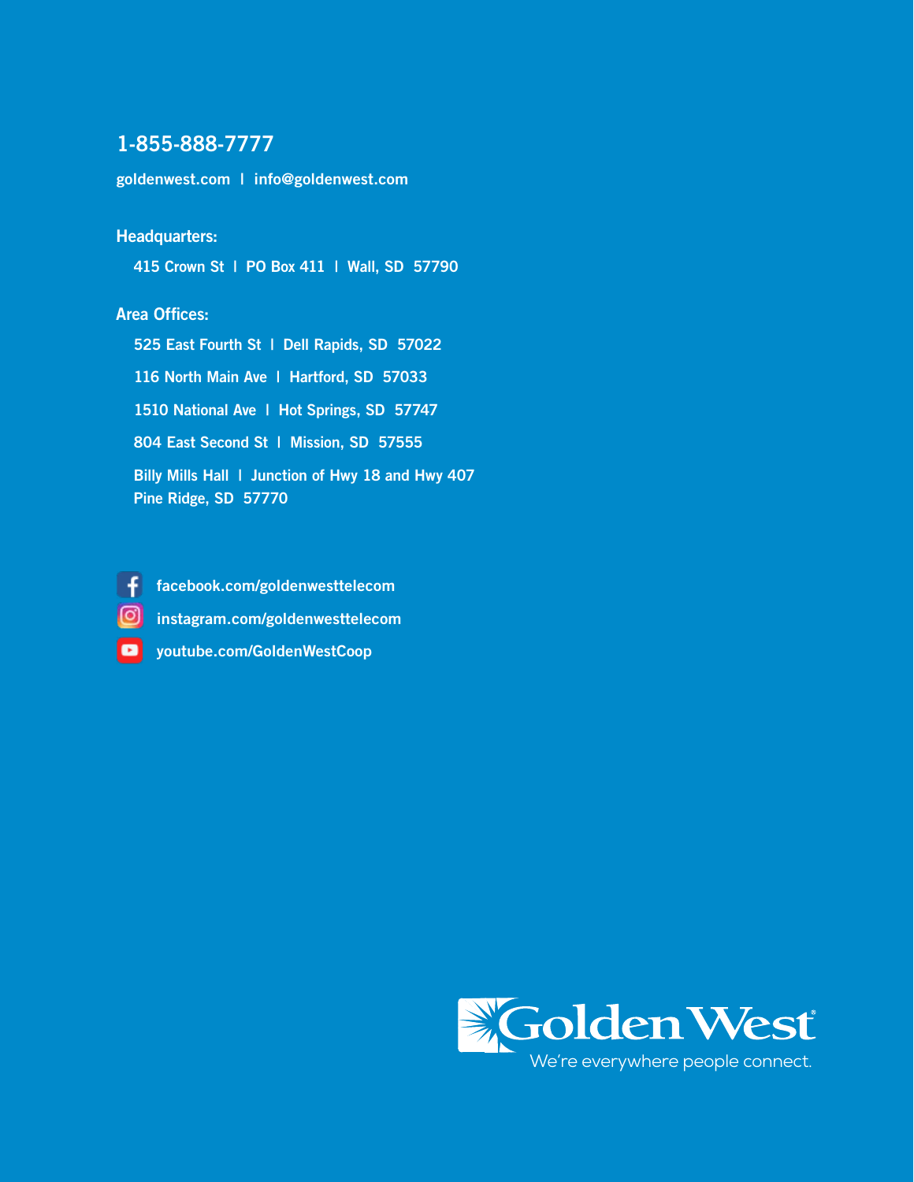**1-855-888-7777**

goldenwest.com | info@goldenwest.com

**Headquarters:**

415 Crown St | PO Box 411 | Wall, SD 57790

**Area Offices:**

525 East Fourth St | Dell Rapids, SD 57022

116 North Main Ave | Hartford, SD 57033

1510 National Ave | Hot Springs, SD 57747

804 East Second St | Mission, SD 57555

Billy Mills Hall | Junction of Hwy 18 and Hwy 407
Pine Ridge, SD 57770

facebook.com/goldenwesttelecom

instagram.com/goldenwesttelecom

youtube.com/GoldenWestCoop

Golden West®

We're everywhere people connect.